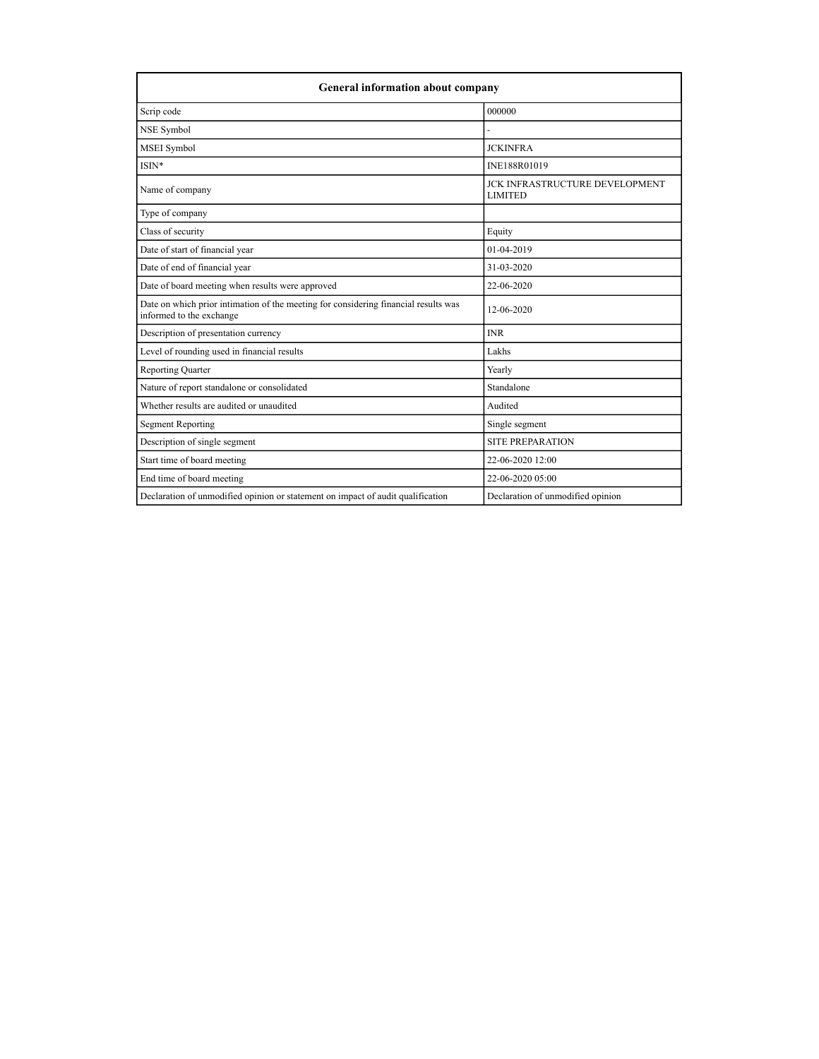| General information about company | |
|---|---|
| Scrip code | 000000 |
| NSE Symbol | - |
| MSEI Symbol | JCKINFRA |
| ISIN* | INE188R01019 |
| Name of company | JCK INFRASTRUCTURE DEVELOPMENT LIMITED |
| Type of company | |
| Class of security | Equity |
| Date of start of financial year | 01-04-2019 |
| Date of end of financial year | 31-03-2020 |
| Date of board meeting when results were approved | 22-06-2020 |
| Date on which prior intimation of the meeting for considering financial results was informed to the exchange | 12-06-2020 |
| Description of presentation currency | INR |
| Level of rounding used in financial results | Lakhs |
| Reporting Quarter | Yearly |
| Nature of report standalone or consolidated | Standalone |
| Whether results are audited or unaudited | Audited |
| Segment Reporting | Single segment |
| Description of single segment | SITE PREPARATION |
| Start time of board meeting | 22-06-2020 12:00 |
| End time of board meeting | 22-06-2020 05:00 |
| Declaration of unmodified opinion or statement on impact of audit qualification | Declaration of unmodified opinion |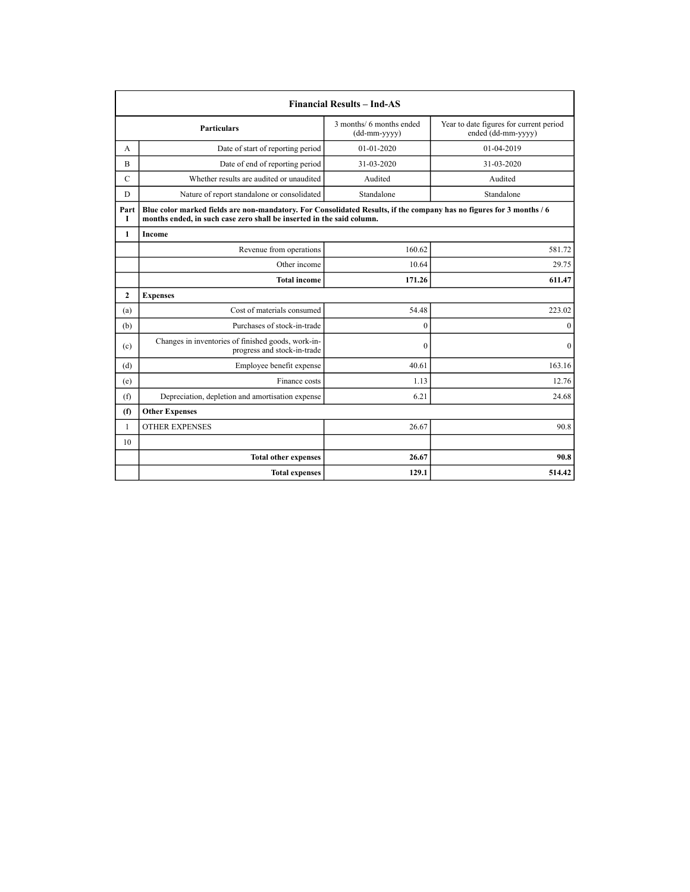| Financial Results – Ind-AS | | | |
|---|---|---|---|
| | **Particulars** | 3 months/ 6 months ended (dd-mm-yyyy) | Year to date figures for current period ended (dd-mm-yyyy) |
| A | Date of start of reporting period | 01-01-2020 | 01-04-2019 |
| B | Date of end of reporting period | 31-03-2020 | 31-03-2020 |
| C | Whether results are audited or unaudited | Audited | Audited |
| D | Nature of report standalone or consolidated | Standalone | Standalone |
| **Part I** | **Blue color marked fields are non-mandatory. For Consolidated Results, if the company has no figures for 3 months / 6 months ended, in such case zero shall be inserted in the said column.** | | |
| **1** | **Income** | | |
| | Revenue from operations | 160.62 | 581.72 |
| | Other income | 10.64 | 29.75 |
| | **Total income** | **171.26** | **611.47** |
| **2** | **Expenses** | | |
| (a) | Cost of materials consumed | 54.48 | 223.02 |
| (b) | Purchases of stock-in-trade | 0 | 0 |
| (c) | Changes in inventories of finished goods, work-in-progress and stock-in-trade | 0 | 0 |
| (d) | Employee benefit expense | 40.61 | 163.16 |
| (e) | Finance costs | 1.13 | 12.76 |
| (f) | Depreciation, depletion and amortisation expense | 6.21 | 24.68 |
| **(f)** | **Other Expenses** | | |
| 1 | OTHER EXPENSES | 26.67 | 90.8 |
| 10 | | | |
| | **Total other expenses** | **26.67** | **90.8** |
| | **Total expenses** | **129.1** | **514.42** |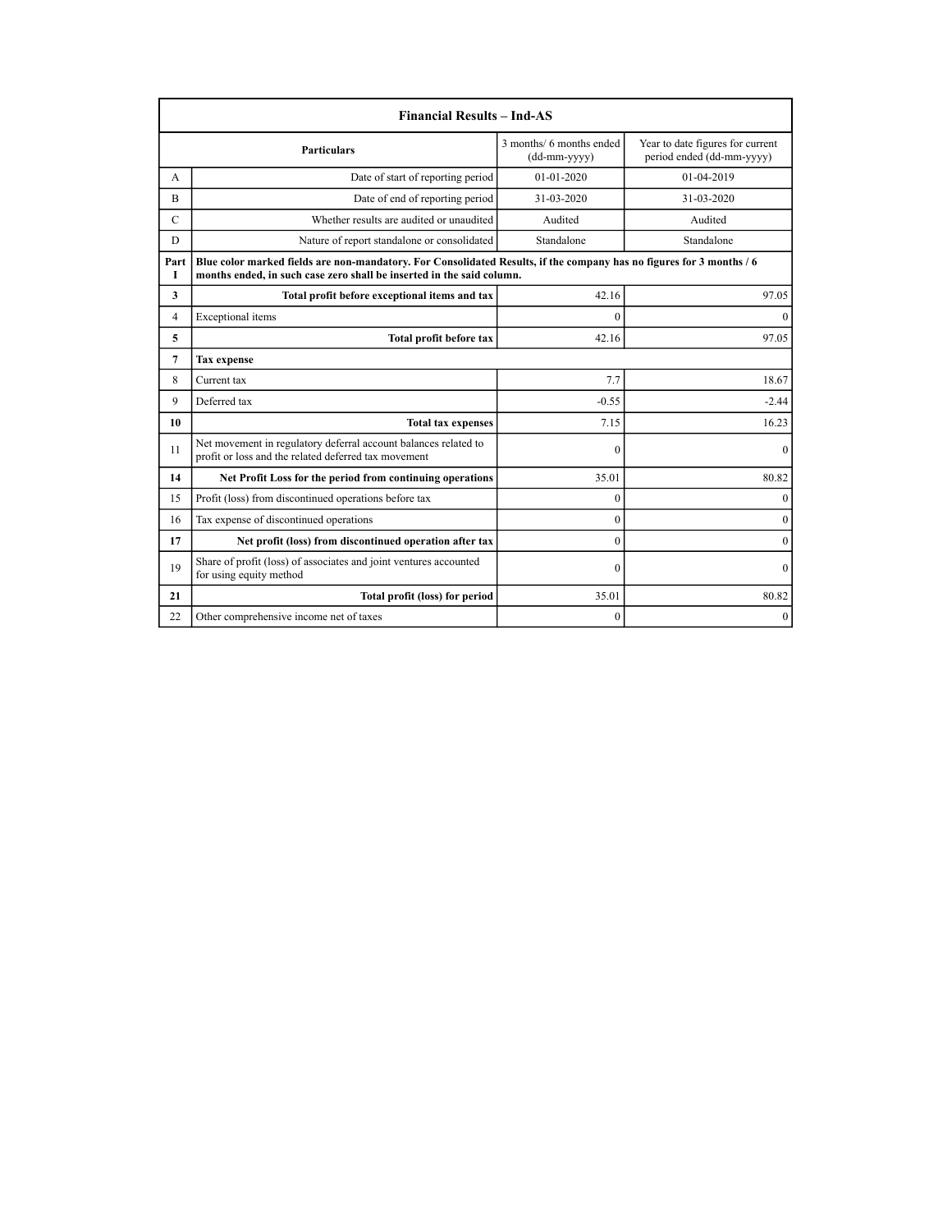| Financial Results – Ind-AS | | | |
|---|---|---|---|
| | **Particulars** | 3 months/ 6 months ended (dd-mm-yyyy) | Year to date figures for current period ended (dd-mm-yyyy) |
| A | Date of start of reporting period | 01-01-2020 | 01-04-2019 |
| B | Date of end of reporting period | 31-03-2020 | 31-03-2020 |
| C | Whether results are audited or unaudited | Audited | Audited |
| D | Nature of report standalone or consolidated | Standalone | Standalone |
| **Part I** | **Blue color marked fields are non-mandatory. For Consolidated Results, if the company has no figures for 3 months / 6 months ended, in such case zero shall be inserted in the said column.** | | |
| **3** | **Total profit before exceptional items and tax** | 42.16 | 97.05 |
| 4 | Exceptional items | 0 | 0 |
| **5** | **Total profit before tax** | 42.16 | 97.05 |
| **7** | **Tax expense** | | |
| 8 | Current tax | 7.7 | 18.67 |
| 9 | Deferred tax | -0.55 | -2.44 |
| **10** | **Total tax expenses** | 7.15 | 16.23 |
| 11 | Net movement in regulatory deferral account balances related to profit or loss and the related deferred tax movement | 0 | 0 |
| **14** | **Net Profit Loss for the period from continuing operations** | 35.01 | 80.82 |
| 15 | Profit (loss) from discontinued operations before tax | 0 | 0 |
| 16 | Tax expense of discontinued operations | 0 | 0 |
| **17** | **Net profit (loss) from discontinued operation after tax** | 0 | 0 |
| 19 | Share of profit (loss) of associates and joint ventures accounted for using equity method | 0 | 0 |
| **21** | **Total profit (loss) for period** | 35.01 | 80.82 |
| 22 | Other comprehensive income net of taxes | 0 | 0 |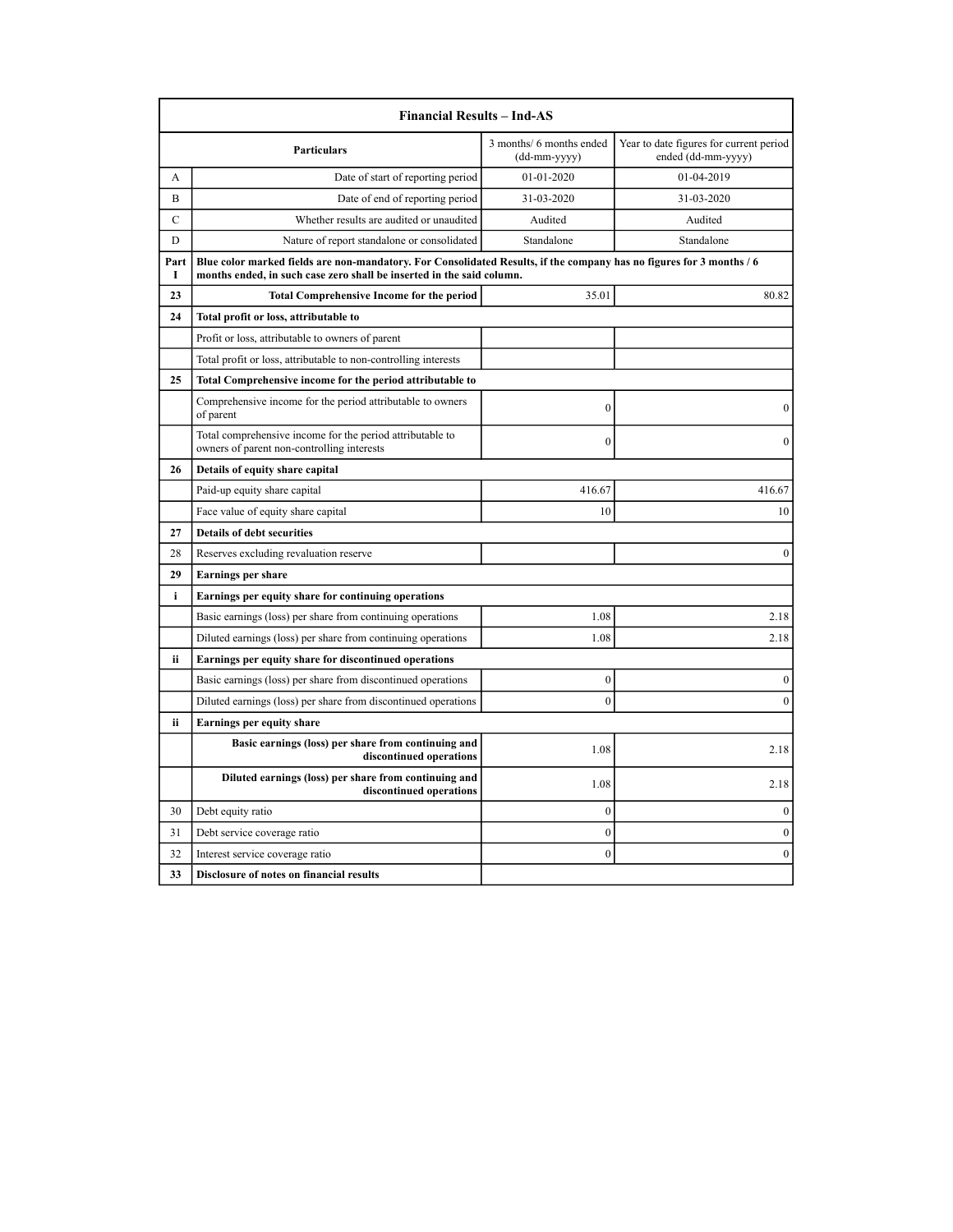| Financial Results – Ind-AS | | | |
|---|---|---|---|
| | **Particulars** | 3 months/ 6 months ended (dd-mm-yyyy) | Year to date figures for current period ended (dd-mm-yyyy) |
| A | Date of start of reporting period | 01-01-2020 | 01-04-2019 |
| B | Date of end of reporting period | 31-03-2020 | 31-03-2020 |
| C | Whether results are audited or unaudited | Audited | Audited |
| D | Nature of report standalone or consolidated | Standalone | Standalone |
| **Part I** | **Blue color marked fields are non-mandatory. For Consolidated Results, if the company has no figures for 3 months / 6 months ended, in such case zero shall be inserted in the said column.** | | |
| **23** | **Total Comprehensive Income for the period** | 35.01 | 80.82 |
| **24** | **Total profit or loss, attributable to** | | |
| | Profit or loss, attributable to owners of parent | | |
| | Total profit or loss, attributable to non-controlling interests | | |
| **25** | **Total Comprehensive income for the period attributable to** | | |
| | Comprehensive income for the period attributable to owners of parent | 0 | 0 |
| | Total comprehensive income for the period attributable to owners of parent non-controlling interests | 0 | 0 |
| **26** | **Details of equity share capital** | | |
| | Paid-up equity share capital | 416.67 | 416.67 |
| | Face value of equity share capital | 10 | 10 |
| **27** | **Details of debt securities** | | |
| 28 | Reserves excluding revaluation reserve | | 0 |
| **29** | **Earnings per share** | | |
| **i** | **Earnings per equity share for continuing operations** | | |
| | Basic earnings (loss) per share from continuing operations | 1.08 | 2.18 |
| | Diluted earnings (loss) per share from continuing operations | 1.08 | 2.18 |
| **ii** | **Earnings per equity share for discontinued operations** | | |
| | Basic earnings (loss) per share from discontinued operations | 0 | 0 |
| | Diluted earnings (loss) per share from discontinued operations | 0 | 0 |
| **ii** | **Earnings per equity share** | | |
| | **Basic earnings (loss) per share from continuing and discontinued operations** | 1.08 | 2.18 |
| | **Diluted earnings (loss) per share from continuing and discontinued operations** | 1.08 | 2.18 |
| 30 | Debt equity ratio | 0 | 0 |
| 31 | Debt service coverage ratio | 0 | 0 |
| 32 | Interest service coverage ratio | 0 | 0 |
| **33** | **Disclosure of notes on financial results** | | |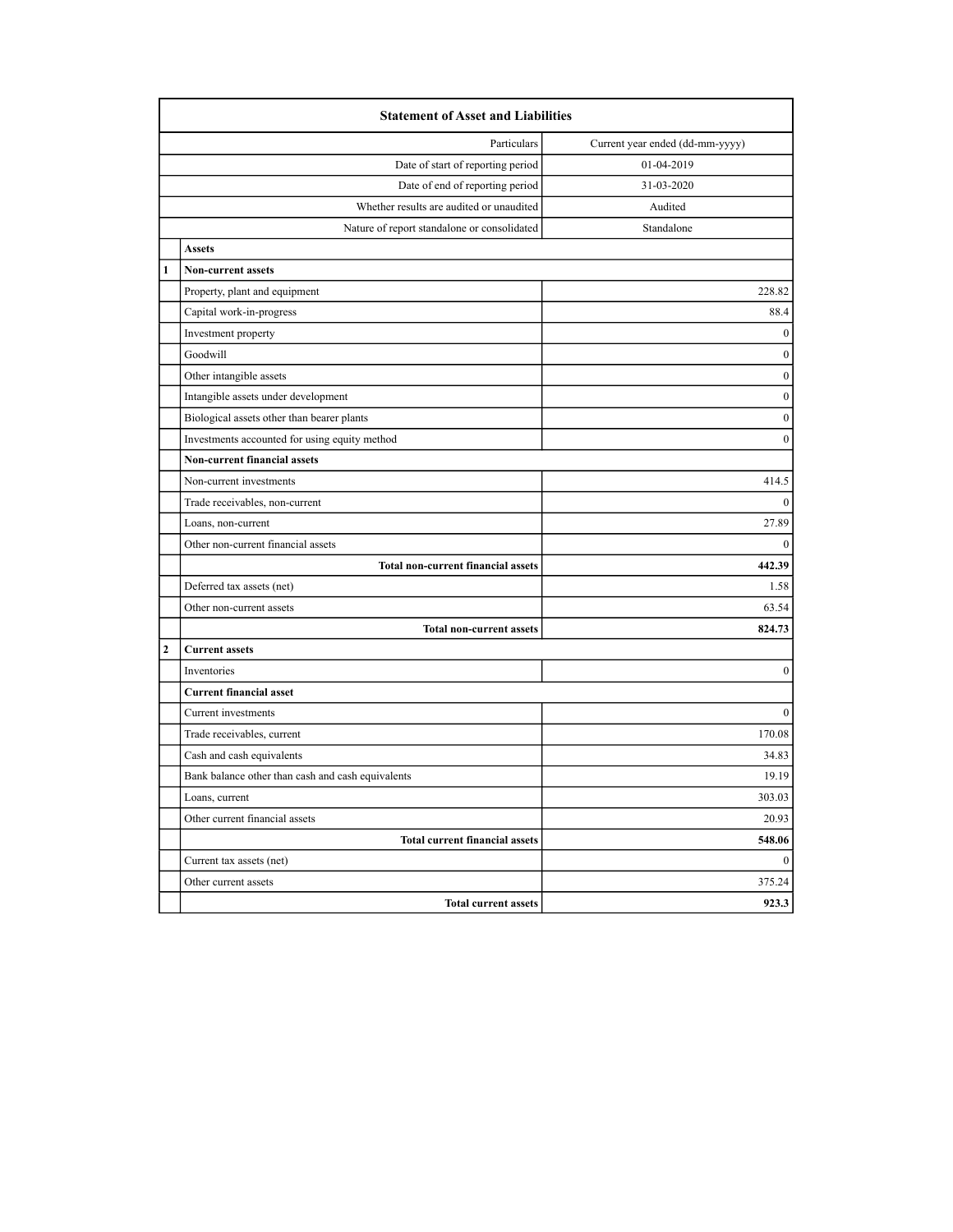| Statement of Asset and Liabilities | | |
|---|---|---|
| | Particulars | Current year ended (dd-mm-yyyy) |
| | Date of start of reporting period | 01-04-2019 |
| | Date of end of reporting period | 31-03-2020 |
| | Whether results are audited or unaudited | Audited |
| | Nature of report standalone or consolidated | Standalone |
| | **Assets** | |
| **1** | **Non-current assets** | |
| | Property, plant and equipment | 228.82 |
| | Capital work-in-progress | 88.4 |
| | Investment property | 0 |
| | Goodwill | 0 |
| | Other intangible assets | 0 |
| | Intangible assets under development | 0 |
| | Biological assets other than bearer plants | 0 |
| | Investments accounted for using equity method | 0 |
| | **Non-current financial assets** | |
| | Non-current investments | 414.5 |
| | Trade receivables, non-current | 0 |
| | Loans, non-current | 27.89 |
| | Other non-current financial assets | 0 |
| | **Total non-current financial assets** | **442.39** |
| | Deferred tax assets (net) | 1.58 |
| | Other non-current assets | 63.54 |
| | **Total non-current assets** | **824.73** |
| **2** | **Current assets** | |
| | Inventories | 0 |
| | **Current financial asset** | |
| | Current investments | 0 |
| | Trade receivables, current | 170.08 |
| | Cash and cash equivalents | 34.83 |
| | Bank balance other than cash and cash equivalents | 19.19 |
| | Loans, current | 303.03 |
| | Other current financial assets | 20.93 |
| | **Total current financial assets** | **548.06** |
| | Current tax assets (net) | 0 |
| | Other current assets | 375.24 |
| | **Total current assets** | **923.3** |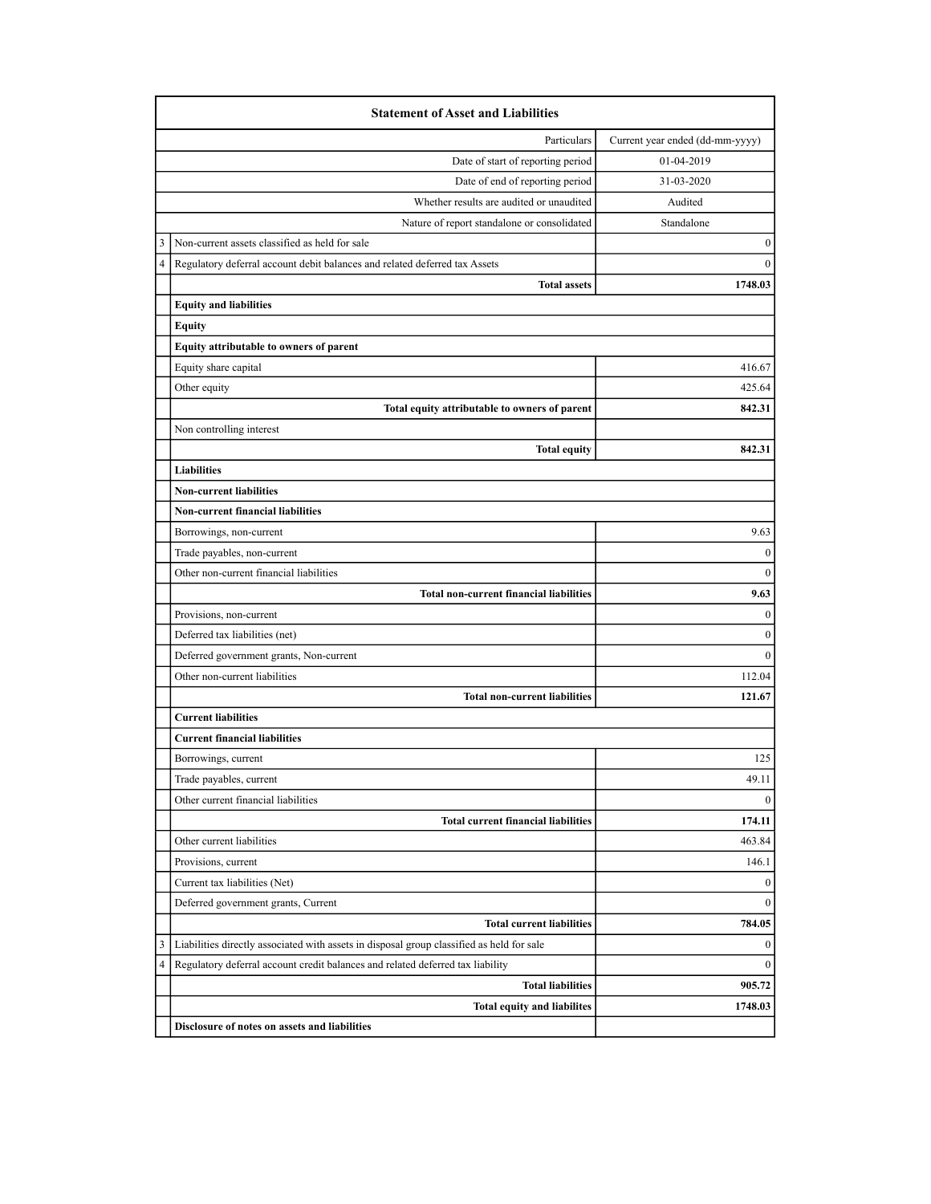| | Statement of Asset and Liabilities | |
|---|---|---|
| | Particulars | Current year ended (dd-mm-yyyy) |
| | Date of start of reporting period | 01-04-2019 |
| | Date of end of reporting period | 31-03-2020 |
| | Whether results are audited or unaudited | Audited |
| | Nature of report standalone or consolidated | Standalone |
| 3 | Non-current assets classified as held for sale | 0 |
| 4 | Regulatory deferral account debit balances and related deferred tax Assets | 0 |
| | **Total assets** | **1748.03** |
| | **Equity and liabilities** | |
| | **Equity** | |
| | **Equity attributable to owners of parent** | |
| | Equity share capital | 416.67 |
| | Other equity | 425.64 |
| | **Total equity attributable to owners of parent** | **842.31** |
| | Non controlling interest | |
| | **Total equity** | **842.31** |
| | **Liabilities** | |
| | **Non-current liabilities** | |
| | **Non-current financial liabilities** | |
| | Borrowings, non-current | 9.63 |
| | Trade payables, non-current | 0 |
| | Other non-current financial liabilities | 0 |
| | **Total non-current financial liabilities** | **9.63** |
| | Provisions, non-current | 0 |
| | Deferred tax liabilities (net) | 0 |
| | Deferred government grants, Non-current | 0 |
| | Other non-current liabilities | 112.04 |
| | **Total non-current liabilities** | **121.67** |
| | **Current liabilities** | |
| | **Current financial liabilities** | |
| | Borrowings, current | 125 |
| | Trade payables, current | 49.11 |
| | Other current financial liabilities | 0 |
| | **Total current financial liabilities** | **174.11** |
| | Other current liabilities | 463.84 |
| | Provisions, current | 146.1 |
| | Current tax liabilities (Net) | 0 |
| | Deferred government grants, Current | 0 |
| | **Total current liabilities** | **784.05** |
| 3 | Liabilities directly associated with assets in disposal group classified as held for sale | 0 |
| 4 | Regulatory deferral account credit balances and related deferred tax liability | 0 |
| | **Total liabilities** | **905.72** |
| | **Total equity and liabilites** | **1748.03** |
| | **Disclosure of notes on assets and liabilities** | |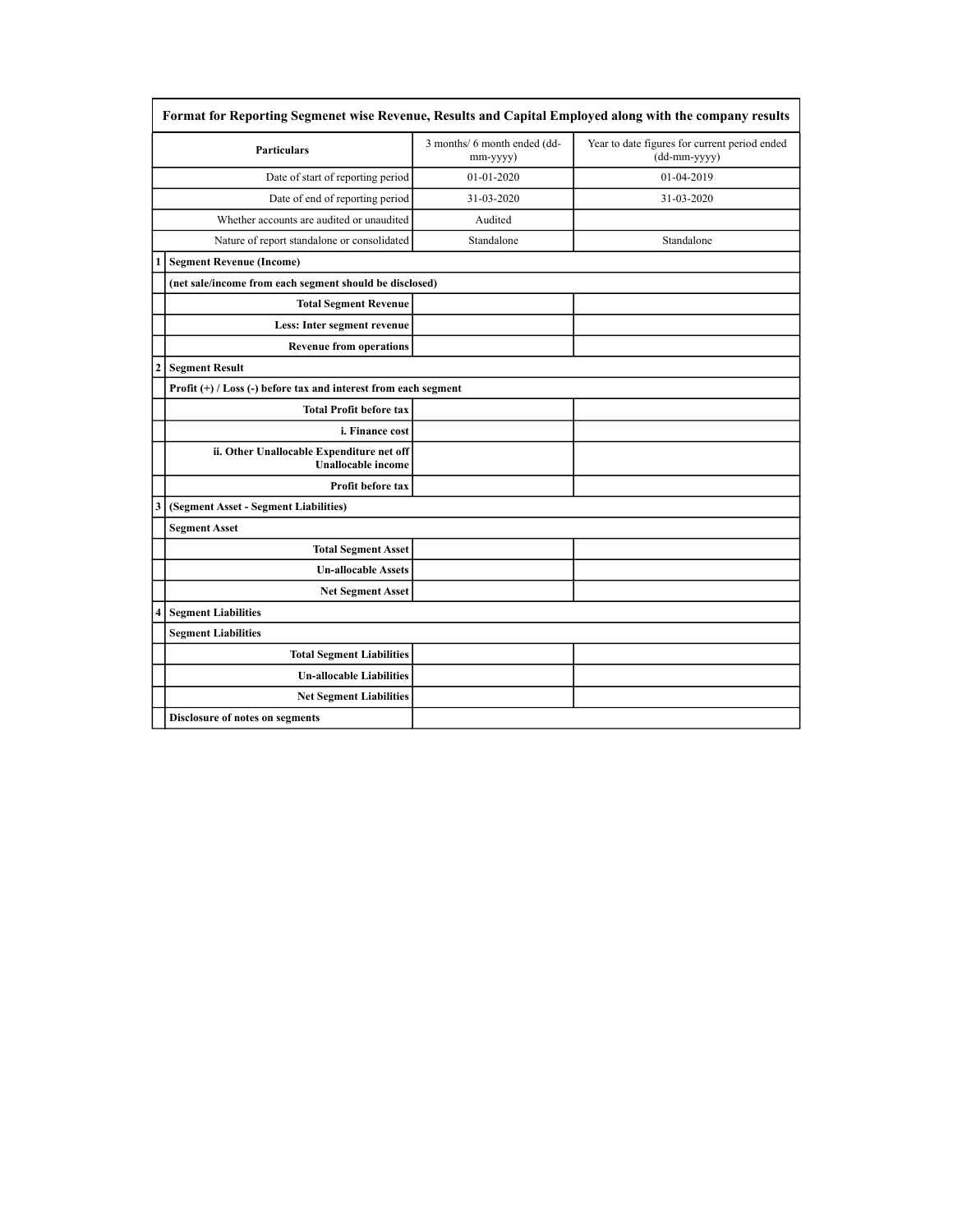| Format for Reporting Segmenet wise Revenue, Results and Capital Employed along with the company results | | | |
|---|---|---|---|
| | **Particulars** | 3 months/ 6 month ended (dd-mm-yyyy) | Year to date figures for current period ended (dd-mm-yyyy) |
| | Date of start of reporting period | 01-01-2020 | 01-04-2019 |
| | Date of end of reporting period | 31-03-2020 | 31-03-2020 |
| | Whether accounts are audited or unaudited | Audited | |
| | Nature of report standalone or consolidated | Standalone | Standalone |
| **1** | **Segment Revenue (Income)** | | |
| | **(net sale/income from each segment should be disclosed)** | | |
| | **Total Segment Revenue** | | |
| | **Less: Inter segment revenue** | | |
| | **Revenue from operations** | | |
| **2** | **Segment Result** | | |
| | **Profit (+) / Loss (-) before tax and interest from each segment** | | |
| | **Total Profit before tax** | | |
| | **i. Finance cost** | | |
| | **ii. Other Unallocable Expenditure net off Unallocable income** | | |
| | **Profit before tax** | | |
| **3** | **(Segment Asset - Segment Liabilities)** | | |
| | **Segment Asset** | | |
| | **Total Segment Asset** | | |
| | **Un-allocable Assets** | | |
| | **Net Segment Asset** | | |
| **4** | **Segment Liabilities** | | |
| | **Segment Liabilities** | | |
| | **Total Segment Liabilities** | | |
| | **Un-allocable Liabilities** | | |
| | **Net Segment Liabilities** | | |
| | **Disclosure of notes on segments** | | |